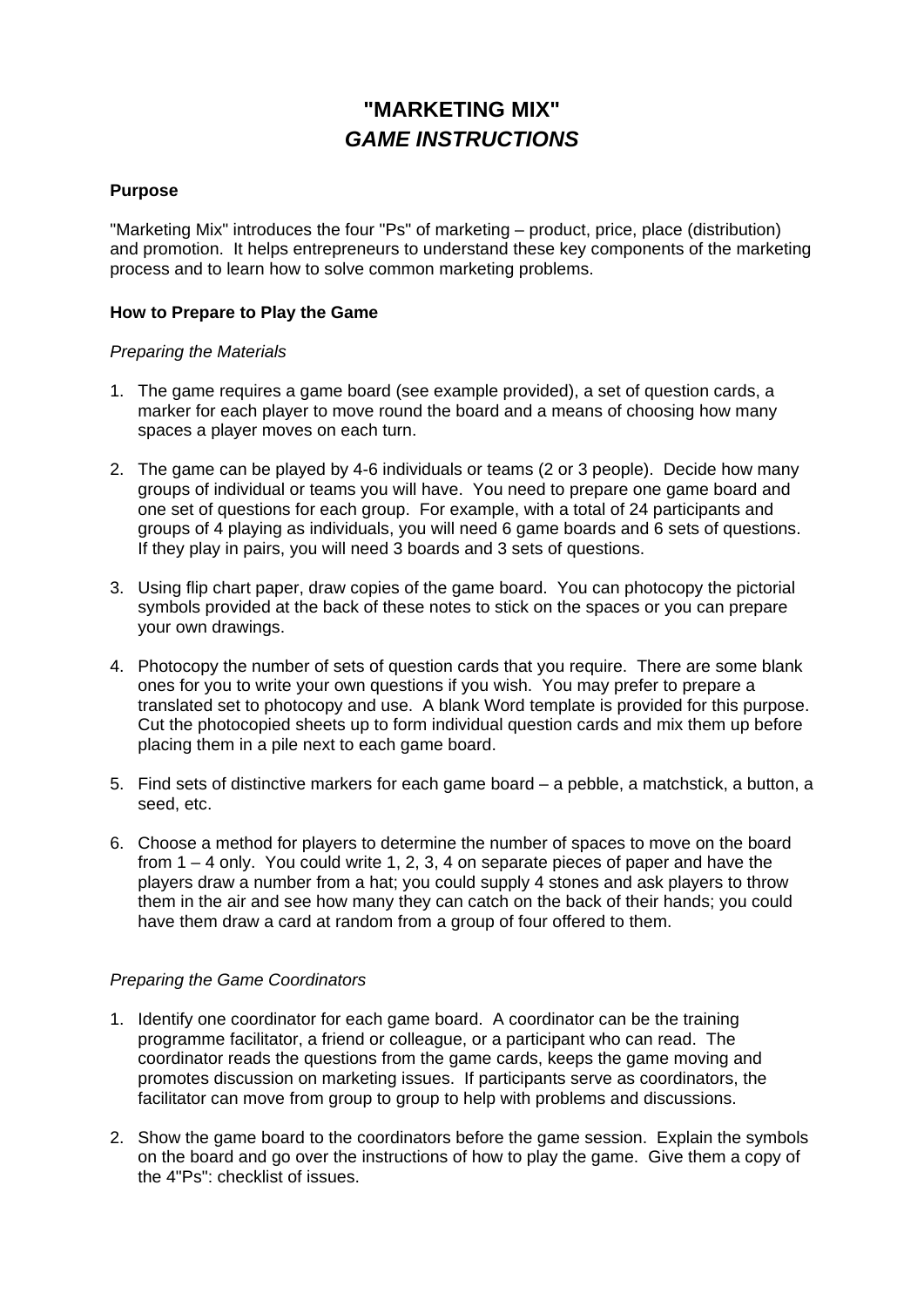# "MARKETING MIX"
## *GAME INSTRUCTIONS*

**Purpose**

"Marketing Mix" introduces the four "Ps" of marketing – product, price, place (distribution) and promotion. It helps entrepreneurs to understand these key components of the marketing process and to learn how to solve common marketing problems.

**How to Prepare to Play the Game**

*Preparing the Materials*

1. The game requires a game board (see example provided), a set of question cards, a marker for each player to move round the board and a means of choosing how many spaces a player moves on each turn.

2. The game can be played by 4-6 individuals or teams (2 or 3 people). Decide how many groups of individual or teams you will have. You need to prepare one game board and one set of questions for each group. For example, with a total of 24 participants and groups of 4 playing as individuals, you will need 6 game boards and 6 sets of questions. If they play in pairs, you will need 3 boards and 3 sets of questions.

3. Using flip chart paper, draw copies of the game board. You can photocopy the pictorial symbols provided at the back of these notes to stick on the spaces or you can prepare your own drawings.

4. Photocopy the number of sets of question cards that you require. There are some blank ones for you to write your own questions if you wish. You may prefer to prepare a translated set to photocopy and use. A blank Word template is provided for this purpose. Cut the photocopied sheets up to form individual question cards and mix them up before placing them in a pile next to each game board.

5. Find sets of distinctive markers for each game board – a pebble, a matchstick, a button, a seed, etc.

6. Choose a method for players to determine the number of spaces to move on the board from 1 – 4 only. You could write 1, 2, 3, 4 on separate pieces of paper and have the players draw a number from a hat; you could supply 4 stones and ask players to throw them in the air and see how many they can catch on the back of their hands; you could have them draw a card at random from a group of four offered to them.

*Preparing the Game Coordinators*

1. Identify one coordinator for each game board. A coordinator can be the training programme facilitator, a friend or colleague, or a participant who can read. The coordinator reads the questions from the game cards, keeps the game moving and promotes discussion on marketing issues. If participants serve as coordinators, the facilitator can move from group to group to help with problems and discussions.

2. Show the game board to the coordinators before the game session. Explain the symbols on the board and go over the instructions of how to play the game. Give them a copy of the 4"Ps": checklist of issues.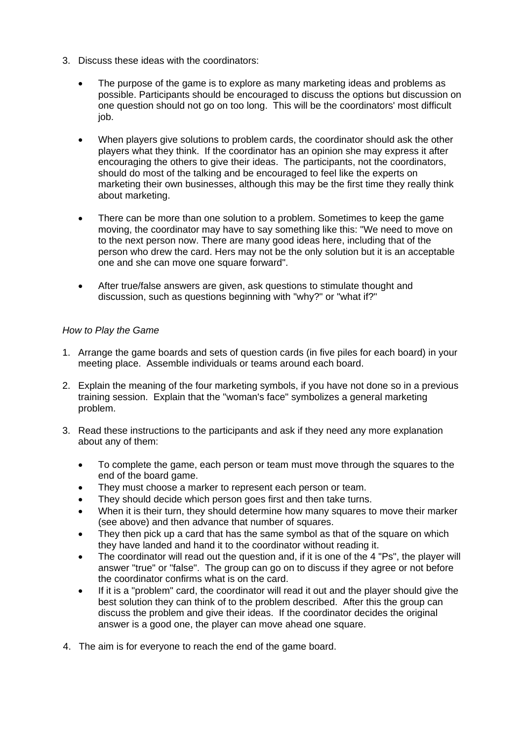3. Discuss these ideas with the coordinators:

    - The purpose of the game is to explore as many marketing ideas and problems as possible. Participants should be encouraged to discuss the options but discussion on one question should not go on too long. This will be the coordinators' most difficult job.

    - When players give solutions to problem cards, the coordinator should ask the other players what they think. If the coordinator has an opinion she may express it after encouraging the others to give their ideas. The participants, not the coordinators, should do most of the talking and be encouraged to feel like the experts on marketing their own businesses, although this may be the first time they really think about marketing.

    - There can be more than one solution to a problem. Sometimes to keep the game moving, the coordinator may have to say something like this: "We need to move on to the next person now. There are many good ideas here, including that of the person who drew the card. Hers may not be the only solution but it is an acceptable one and she can move one square forward".

    - After true/false answers are given, ask questions to stimulate thought and discussion, such as questions beginning with "why?" or "what if?"

*How to Play the Game*

1. Arrange the game boards and sets of question cards (in five piles for each board) in your meeting place. Assemble individuals or teams around each board.

2. Explain the meaning of the four marketing symbols, if you have not done so in a previous training session. Explain that the "woman's face" symbolizes a general marketing problem.

3. Read these instructions to the participants and ask if they need any more explanation about any of them:

    - To complete the game, each person or team must move through the squares to the end of the board game.
    - They must choose a marker to represent each person or team.
    - They should decide which person goes first and then take turns.
    - When it is their turn, they should determine how many squares to move their marker (see above) and then advance that number of squares.
    - They then pick up a card that has the same symbol as that of the square on which they have landed and hand it to the coordinator without reading it.
    - The coordinator will read out the question and, if it is one of the 4 "Ps", the player will answer "true" or "false". The group can go on to discuss if they agree or not before the coordinator confirms what is on the card.
    - If it is a "problem" card, the coordinator will read it out and the player should give the best solution they can think of to the problem described. After this the group can discuss the problem and give their ideas. If the coordinator decides the original answer is a good one, the player can move ahead one square.

4. The aim is for everyone to reach the end of the game board.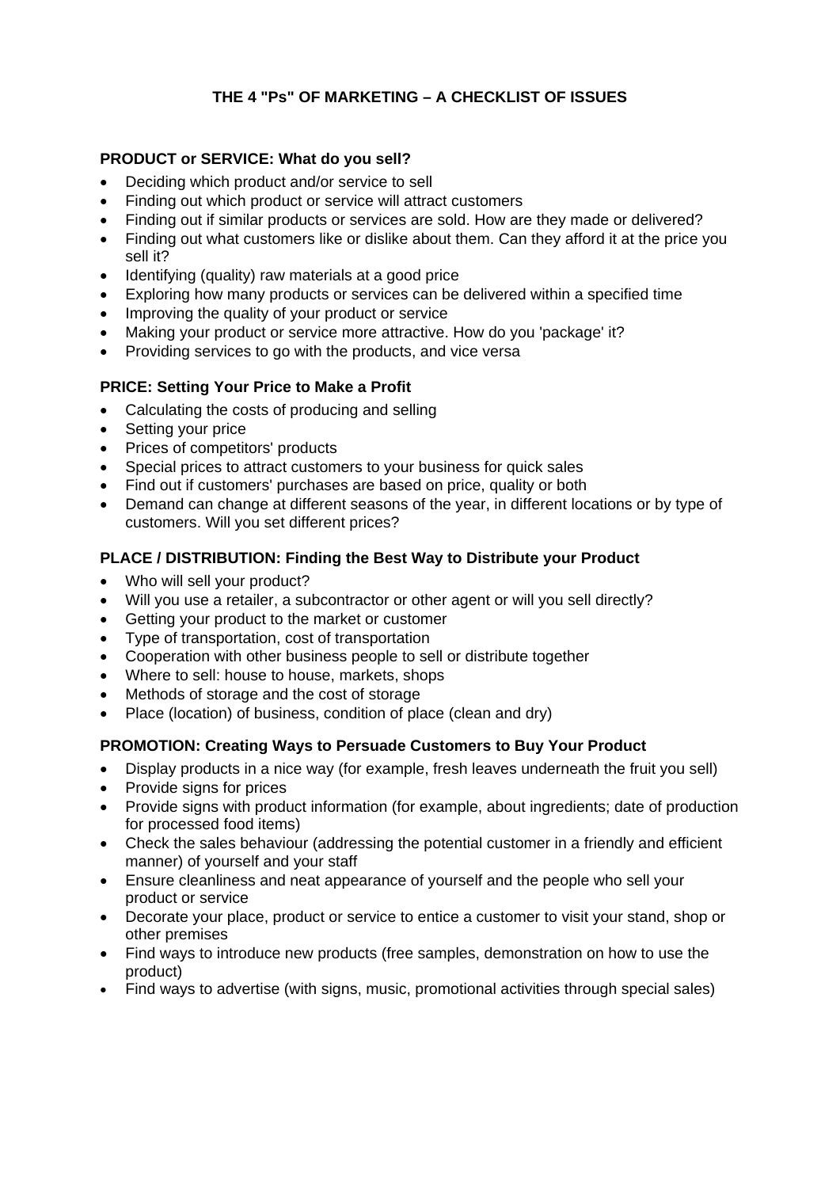# THE 4 "Ps" OF MARKETING – A CHECKLIST OF ISSUES

**PRODUCT or SERVICE: What do you sell?**

- Deciding which product and/or service to sell
- Finding out which product or service will attract customers
- Finding out if similar products or services are sold. How are they made or delivered?
- Finding out what customers like or dislike about them. Can they afford it at the price you sell it?
- Identifying (quality) raw materials at a good price
- Exploring how many products or services can be delivered within a specified time
- Improving the quality of your product or service
- Making your product or service more attractive. How do you 'package' it?
- Providing services to go with the products, and vice versa

**PRICE: Setting Your Price to Make a Profit**

- Calculating the costs of producing and selling
- Setting your price
- Prices of competitors' products
- Special prices to attract customers to your business for quick sales
- Find out if customers' purchases are based on price, quality or both
- Demand can change at different seasons of the year, in different locations or by type of customers. Will you set different prices?

**PLACE / DISTRIBUTION: Finding the Best Way to Distribute your Product**

- Who will sell your product?
- Will you use a retailer, a subcontractor or other agent or will you sell directly?
- Getting your product to the market or customer
- Type of transportation, cost of transportation
- Cooperation with other business people to sell or distribute together
- Where to sell: house to house, markets, shops
- Methods of storage and the cost of storage
- Place (location) of business, condition of place (clean and dry)

**PROMOTION: Creating Ways to Persuade Customers to Buy Your Product**

- Display products in a nice way (for example, fresh leaves underneath the fruit you sell)
- Provide signs for prices
- Provide signs with product information (for example, about ingredients; date of production for processed food items)
- Check the sales behaviour (addressing the potential customer in a friendly and efficient manner) of yourself and your staff
- Ensure cleanliness and neat appearance of yourself and the people who sell your product or service
- Decorate your place, product or service to entice a customer to visit your stand, shop or other premises
- Find ways to introduce new products (free samples, demonstration on how to use the product)
- Find ways to advertise (with signs, music, promotional activities through special sales)